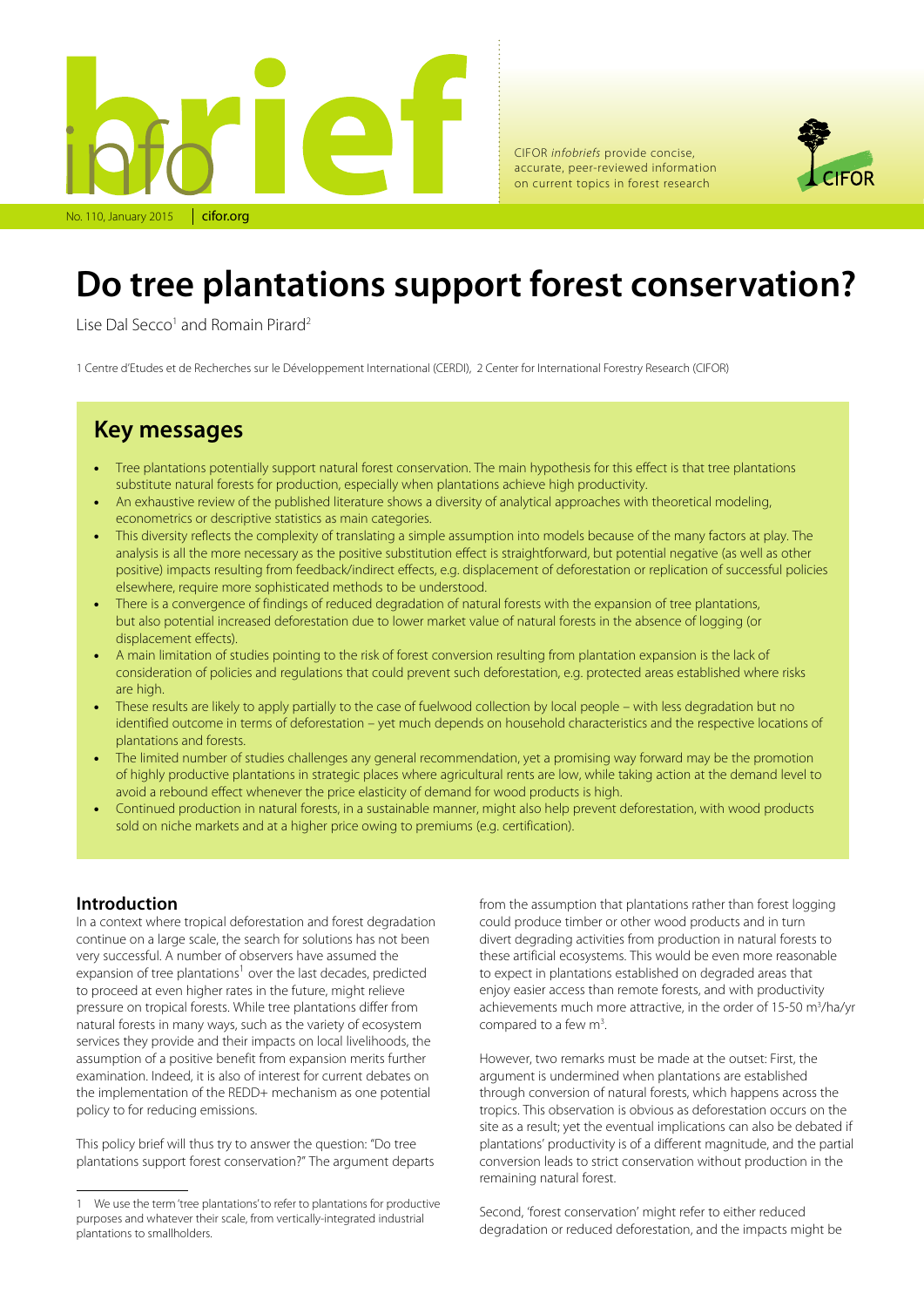CIFOR *infobriefs* provide concise, accurate, peer-reviewed information on current topics in forest research

No. 110, January 2015 | cifor.org

# Do tree plantations support forest conservation?

Lise Dal Secco[1] and Romain Pirard[2]

1 Centre d'Etudes et de Recherches sur le Développement International (CERDI), 2 Center for International Forestry Research (CIFOR)

## Key messages

- Tree plantations potentially support natural forest conservation. The main hypothesis for this effect is that tree plantations substitute natural forests for production, especially when plantations achieve high productivity.
- An exhaustive review of the published literature shows a diversity of analytical approaches with theoretical modeling, econometrics or descriptive statistics as main categories.
- This diversity reflects the complexity of translating a simple assumption into models because of the many factors at play. The analysis is all the more necessary as the positive substitution effect is straightforward, but potential negative (as well as other positive) impacts resulting from feedback/indirect effects, e.g. displacement of deforestation or replication of successful policies elsewhere, require more sophisticated methods to be understood.
- There is a convergence of findings of reduced degradation of natural forests with the expansion of tree plantations, but also potential increased deforestation due to lower market value of natural forests in the absence of logging (or displacement effects).
- A main limitation of studies pointing to the risk of forest conversion resulting from plantation expansion is the lack of consideration of policies and regulations that could prevent such deforestation, e.g. protected areas established where risks are high.
- These results are likely to apply partially to the case of fuelwood collection by local people – with less degradation but no identified outcome in terms of deforestation – yet much depends on household characteristics and the respective locations of plantations and forests.
- The limited number of studies challenges any general recommendation, yet a promising way forward may be the promotion of highly productive plantations in strategic places where agricultural rents are low, while taking action at the demand level to avoid a rebound effect whenever the price elasticity of demand for wood products is high.
- Continued production in natural forests, in a sustainable manner, might also help prevent deforestation, with wood products sold on niche markets and at a higher price owing to premiums (e.g. certification).

## Introduction

In a context where tropical deforestation and forest degradation continue on a large scale, the search for solutions has not been very successful. A number of observers have assumed the expansion of tree plantations[1] over the last decades, predicted to proceed at even higher rates in the future, might relieve pressure on tropical forests. While tree plantations differ from natural forests in many ways, such as the variety of ecosystem services they provide and their impacts on local livelihoods, the assumption of a positive benefit from expansion merits further examination. Indeed, it is also of interest for current debates on the implementation of the REDD+ mechanism as one potential policy to for reducing emissions.

This policy brief will thus try to answer the question: "Do tree plantations support forest conservation?" The argument departs from the assumption that plantations rather than forest logging could produce timber or other wood products and in turn divert degrading activities from production in natural forests to these artificial ecosystems. This would be even more reasonable to expect in plantations established on degraded areas that enjoy easier access than remote forests, and with productivity achievements much more attractive, in the order of 15-50 $m^3$/ha/yr compared to a few $m^3$.

However, two remarks must be made at the outset: First, the argument is undermined when plantations are established through conversion of natural forests, which happens across the tropics. This observation is obvious as deforestation occurs on the site as a result; yet the eventual implications can also be debated if plantations' productivity is of a different magnitude, and the partial conversion leads to strict conservation without production in the remaining natural forest.

Second, 'forest conservation' might refer to either reduced degradation or reduced deforestation, and the impacts might be

1 We use the term 'tree plantations' to refer to plantations for productive purposes and whatever their scale, from vertically-integrated industrial plantations to smallholders.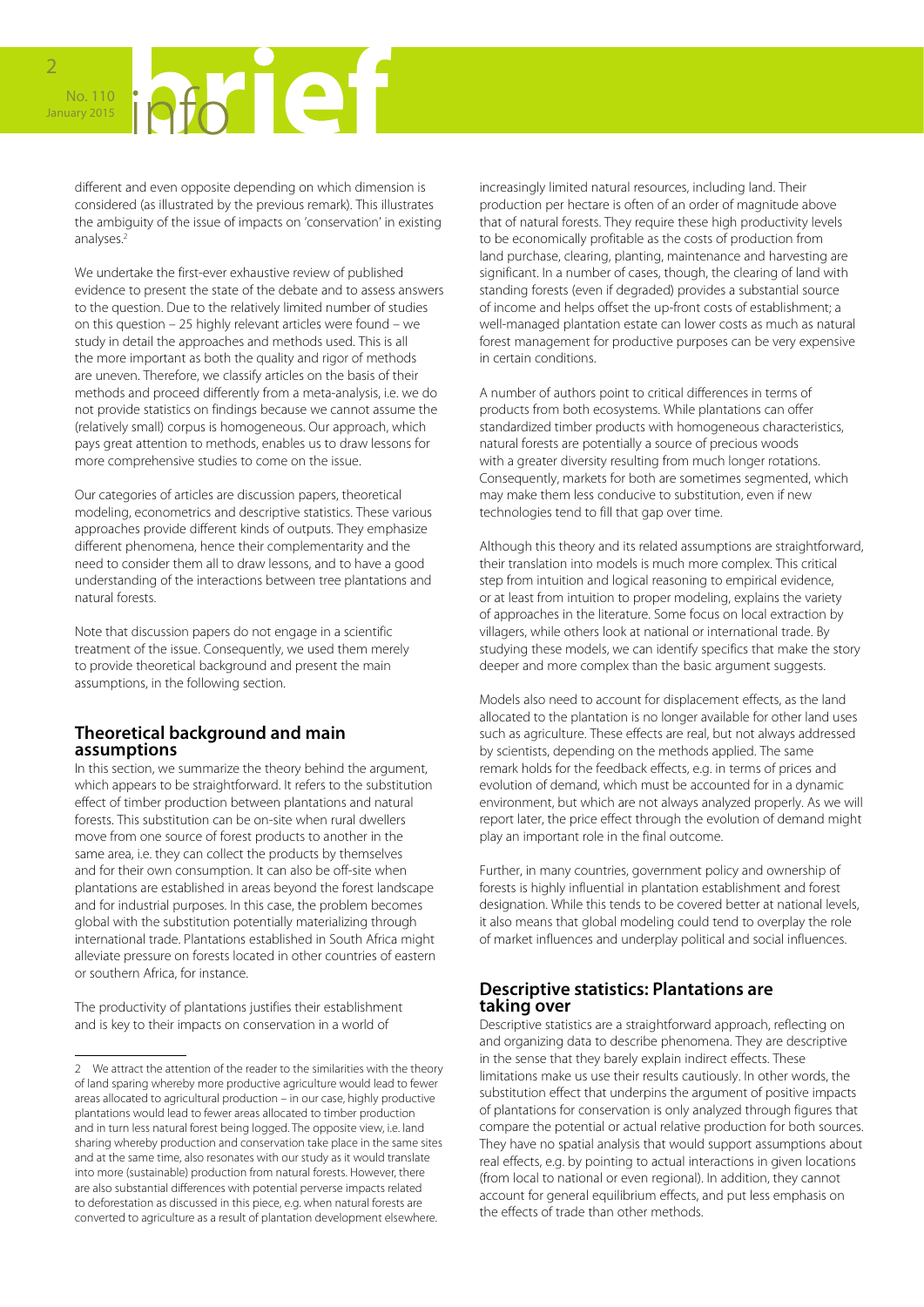different and even opposite depending on which dimension is considered (as illustrated by the previous remark). This illustrates the ambiguity of the issue of impacts on 'conservation' in existing analyses.[2]

We undertake the first-ever exhaustive review of published evidence to present the state of the debate and to assess answers to the question. Due to the relatively limited number of studies on this question – 25 highly relevant articles were found – we study in detail the approaches and methods used. This is all the more important as both the quality and rigor of methods are uneven. Therefore, we classify articles on the basis of their methods and proceed differently from a meta-analysis, i.e. we do not provide statistics on findings because we cannot assume the (relatively small) corpus is homogeneous. Our approach, which pays great attention to methods, enables us to draw lessons for more comprehensive studies to come on the issue.

Our categories of articles are discussion papers, theoretical modeling, econometrics and descriptive statistics. These various approaches provide different kinds of outputs. They emphasize different phenomena, hence their complementarity and the need to consider them all to draw lessons, and to have a good understanding of the interactions between tree plantations and natural forests.

Note that discussion papers do not engage in a scientific treatment of the issue. Consequently, we used them merely to provide theoretical background and present the main assumptions, in the following section.

## Theoretical background and main assumptions

In this section, we summarize the theory behind the argument, which appears to be straightforward. It refers to the substitution effect of timber production between plantations and natural forests. This substitution can be on-site when rural dwellers move from one source of forest products to another in the same area, i.e. they can collect the products by themselves and for their own consumption. It can also be off-site when plantations are established in areas beyond the forest landscape and for industrial purposes. In this case, the problem becomes global with the substitution potentially materializing through international trade. Plantations established in South Africa might alleviate pressure on forests located in other countries of eastern or southern Africa, for instance.

The productivity of plantations justifies their establishment and is key to their impacts on conservation in a world of increasingly limited natural resources, including land. Their production per hectare is often of an order of magnitude above that of natural forests. They require these high productivity levels to be economically profitable as the costs of production from land purchase, clearing, planting, maintenance and harvesting are significant. In a number of cases, though, the clearing of land with standing forests (even if degraded) provides a substantial source of income and helps offset the up-front costs of establishment; a well-managed plantation estate can lower costs as much as natural forest management for productive purposes can be very expensive in certain conditions.

A number of authors point to critical differences in terms of products from both ecosystems. While plantations can offer standardized timber products with homogeneous characteristics, natural forests are potentially a source of precious woods with a greater diversity resulting from much longer rotations. Consequently, markets for both are sometimes segmented, which may make them less conducive to substitution, even if new technologies tend to fill that gap over time.

Although this theory and its related assumptions are straightforward, their translation into models is much more complex. This critical step from intuition and logical reasoning to empirical evidence, or at least from intuition to proper modeling, explains the variety of approaches in the literature. Some focus on local extraction by villagers, while others look at national or international trade. By studying these models, we can identify specifics that make the story deeper and more complex than the basic argument suggests.

Models also need to account for displacement effects, as the land allocated to the plantation is no longer available for other land uses such as agriculture. These effects are real, but not always addressed by scientists, depending on the methods applied. The same remark holds for the feedback effects, e.g. in terms of prices and evolution of demand, which must be accounted for in a dynamic environment, but which are not always accounted properly. As we will report later, the price effect through the evolution of demand might play an important role in the final outcome.

Further, in many countries, government policy and ownership of forests is highly influential in plantation establishment and forest designation. While this tends to be covered better at national levels, it also means that global modeling could tend to overplay the role of market influences and underplay political and social influences.

## Descriptive statistics: Plantations are taking over

Descriptive statistics are a straightforward approach, reflecting on and organizing data to describe phenomena. They are descriptive in the sense that they barely explain indirect effects. These limitations make us use their results cautiously. In other words, the substitution effect that underpins the argument of positive impacts of plantations for conservation is only analyzed through figures that compare the potential or actual relative production for both sources. They have no spatial analysis that would support assumptions about real effects, e.g. by pointing to actual interactions in given locations (from local to national or even regional). In addition, they cannot account for general equilibrium effects, and put less emphasis on the effects of trade than other methods.

---

[2] We attract the attention of the reader to the similarities with the theory of land sparing whereby more productive agriculture would lead to fewer areas allocated to agricultural production – in our case, highly productive plantations would lead to fewer areas allocated to timber production and in turn less natural forest being logged. The opposite view, i.e. land sharing whereby production and conservation take place in the same sites and at the same time, also resonates with our study as it would translate into more (sustainable) production from natural forests. However, there are also substantial differences with potential perverse impacts related to deforestation as discussed in this piece, e.g. when natural forests are converted to agriculture as a result of plantation development elsewhere.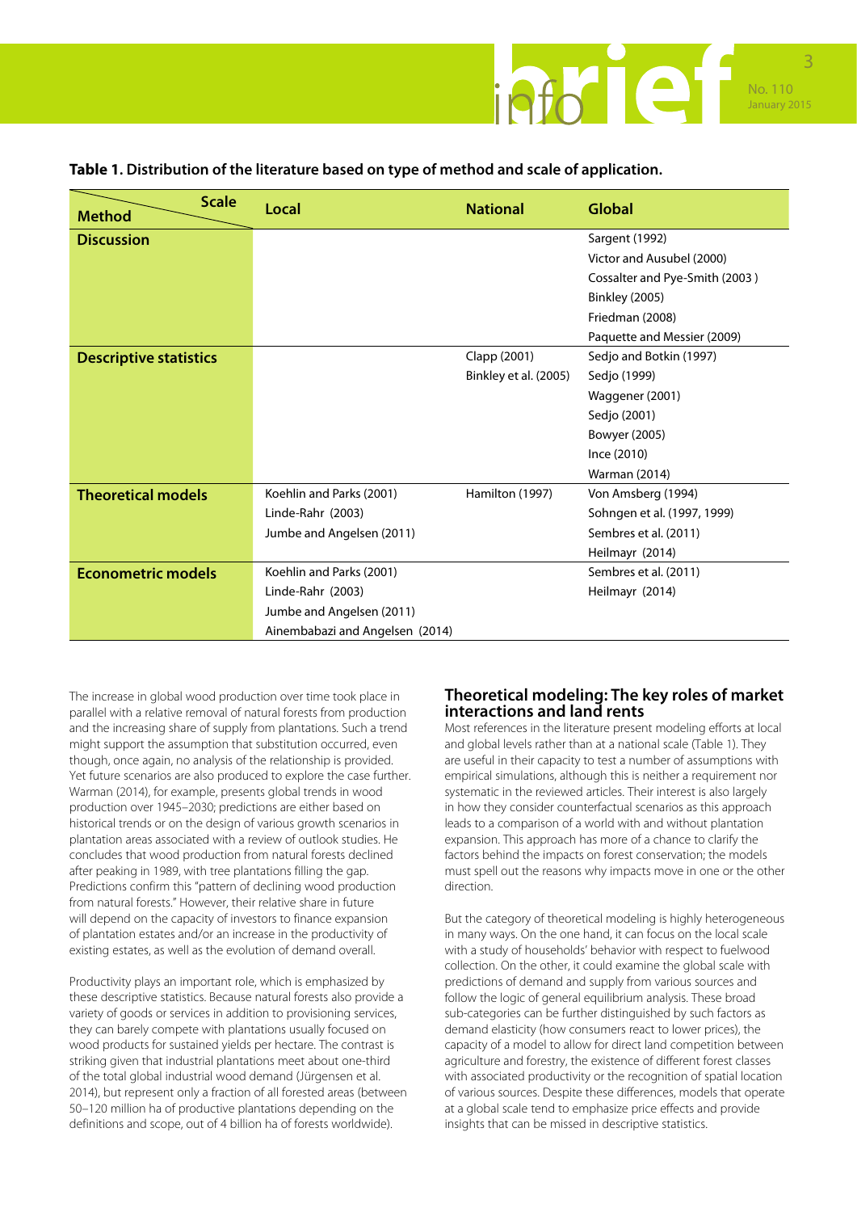**Table 1. Distribution of the literature based on type of method and scale of application.**

| Method \ Scale | Local | National | Global |
|---|---|---|---|
| **Discussion** | | | Sargent (1992) |
| | | | Victor and Ausubel (2000) |
| | | | Cossalter and Pye-Smith (2003 ) |
| | | | Binkley (2005) |
| | | | Friedman (2008) |
| | | | Paquette and Messier (2009) |
| **Descriptive statistics** | | Clapp (2001) | Sedjo and Botkin (1997) |
| | | Binkley et al. (2005) | Sedjo (1999) |
| | | | Waggener (2001) |
| | | | Sedjo (2001) |
| | | | Bowyer (2005) |
| | | | Ince (2010) |
| | | | Warman (2014) |
| **Theoretical models** | Koehlin and Parks (2001) | Hamilton (1997) | Von Amsberg (1994) |
| | Linde-Rahr (2003) | | Sohngen et al. (1997, 1999) |
| | Jumbe and Angelsen (2011) | | Sembres et al. (2011) |
| | | | Heilmayr (2014) |
| **Econometric models** | Koehlin and Parks (2001) | | Sembres et al. (2011) |
| | Linde-Rahr (2003) | | Heilmayr (2014) |
| | Jumbe and Angelsen (2011) | | |
| | Ainembabazi and Angelsen (2014) | | |

The increase in global wood production over time took place in parallel with a relative removal of natural forests from production and the increasing share of supply from plantations. Such a trend might support the assumption that substitution occurred, even though, once again, no analysis of the relationship is provided. Yet future scenarios are also produced to explore the case further. Warman (2014), for example, presents global trends in wood production over 1945–2030; predictions are either based on historical trends or on the design of various growth scenarios in plantation areas associated with a review of outlook studies. He concludes that wood production from natural forests declined after peaking in 1989, with tree plantations filling the gap. Predictions confirm this "pattern of declining wood production from natural forests." However, their relative share in future will depend on the capacity of investors to finance expansion of plantation estates and/or an increase in the productivity of existing estates, as well as the evolution of demand overall.

Productivity plays an important role, which is emphasized by these descriptive statistics. Because natural forests also provide a variety of goods or services in addition to provisioning services, they can barely compete with plantations usually focused on wood products for sustained yields per hectare. The contrast is striking given that industrial plantations meet about one-third of the total global industrial wood demand (Jürgensen et al. 2014), but represent only a fraction of all forested areas (between 50–120 million ha of productive plantations depending on the definitions and scope, out of 4 billion ha of forests worldwide).

## Theoretical modeling: The key roles of market interactions and land rents

Most references in the literature present modeling efforts at local and global levels rather than at a national scale (Table 1). They are useful in their capacity to test a number of assumptions with empirical simulations, although this is neither a requirement nor systematic in the reviewed articles. Their interest is also largely in how they consider counterfactual scenarios as this approach leads to a comparison of a world with and without plantation expansion. This approach has more of a chance to clarify the factors behind the impacts on forest conservation; the models must spell out the reasons why impacts move in one or the other direction.

But the category of theoretical modeling is highly heterogeneous in many ways. On the one hand, it can focus on the local scale with a study of households' behavior with respect to fuelwood collection. On the other, it could examine the global scale with predictions of demand and supply from various sources and follow the logic of general equilibrium analysis. These broad sub-categories can be further distinguished by such factors as demand elasticity (how consumers react to lower prices), the capacity of a model to allow for direct land competition between agriculture and forestry, the existence of different forest classes with associated productivity or the recognition of spatial location of various sources. Despite these differences, models that operate at a global scale tend to emphasize price effects and provide insights that can be missed in descriptive statistics.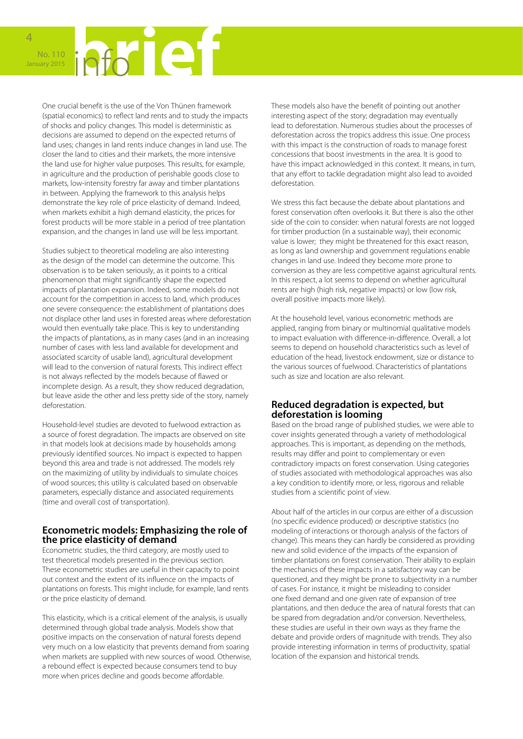One crucial benefit is the use of the Von Thünen framework (spatial economics) to reflect land rents and to study the impacts of shocks and policy changes. This model is deterministic as decisions are assumed to depend on the expected returns of land uses; changes in land rents induce changes in land use. The closer the land to cities and their markets, the more intensive the land use for higher value purposes. This results, for example, in agriculture and the production of perishable goods close to markets, low-intensity forestry far away and timber plantations in between. Applying the framework to this analysis helps demonstrate the key role of price elasticity of demand. Indeed, when markets exhibit a high demand elasticity, the prices for forest products will be more stable in a period of tree plantation expansion, and the changes in land use will be less important.

Studies subject to theoretical modeling are also interesting as the design of the model can determine the outcome. This observation is to be taken seriously, as it points to a critical phenomenon that might significantly shape the expected impacts of plantation expansion. Indeed, some models do not account for the competition in access to land, which produces one severe consequence: the establishment of plantations does not displace other land uses in forested areas where deforestation would then eventually take place. This is key to understanding the impacts of plantations, as in many cases (and in an increasing number of cases with less land available for development and associated scarcity of usable land), agricultural development will lead to the conversion of natural forests. This indirect effect is not always reflected by the models because of flawed or incomplete design. As a result, they show reduced degradation, but leave aside the other and less pretty side of the story, namely deforestation.

Household-level studies are devoted to fuelwood extraction as a source of forest degradation. The impacts are observed on site in that models look at decisions made by households among previously identified sources. No impact is expected to happen beyond this area and trade is not addressed. The models rely on the maximizing of utility by individuals to simulate choices of wood sources; this utility is calculated based on observable parameters, especially distance and associated requirements (time and overall cost of transportation).

## Econometric models: Emphasizing the role of the price elasticity of demand

Econometric studies, the third category, are mostly used to test theoretical models presented in the previous section. These econometric studies are useful in their capacity to point out context and the extent of its influence on the impacts of plantations on forests. This might include, for example, land rents or the price elasticity of demand.

This elasticity, which is a critical element of the analysis, is usually determined through global trade analysis. Models show that positive impacts on the conservation of natural forests depend very much on a low elasticity that prevents demand from soaring when markets are supplied with new sources of wood. Otherwise, a rebound effect is expected because consumers tend to buy more when prices decline and goods become affordable.

These models also have the benefit of pointing out another interesting aspect of the story; degradation may eventually lead to deforestation. Numerous studies about the processes of deforestation across the tropics address this issue. One process with this impact is the construction of roads to manage forest concessions that boost investments in the area. It is good to have this impact acknowledged in this context. It means, in turn, that any effort to tackle degradation might also lead to avoided deforestation.

We stress this fact because the debate about plantations and forest conservation often overlooks it. But there is also the other side of the coin to consider: when natural forests are not logged for timber production (in a sustainable way), their economic value is lower; they might be threatened for this exact reason, as long as land ownership and government regulations enable changes in land use. Indeed they become more prone to conversion as they are less competitive against agricultural rents. In this respect, a lot seems to depend on whether agricultural rents are high (high risk, negative impacts) or low (low risk, overall positive impacts more likely).

At the household level, various econometric methods are applied, ranging from binary or multinomial qualitative models to impact evaluation with difference-in-difference. Overall, a lot seems to depend on household characteristics such as level of education of the head, livestock endowment, size or distance to the various sources of fuelwood. Characteristics of plantations such as size and location are also relevant.

## Reduced degradation is expected, but deforestation is looming

Based on the broad range of published studies, we were able to cover insights generated through a variety of methodological approaches. This is important, as depending on the methods, results may differ and point to complementary or even contradictory impacts on forest conservation. Using categories of studies associated with methodological approaches was also a key condition to identify more, or less, rigorous and reliable studies from a scientific point of view.

About half of the articles in our corpus are either of a discussion (no specific evidence produced) or descriptive statistics (no modeling of interactions or thorough analysis of the factors of change). This means they can hardly be considered as providing new and solid evidence of the impacts of the expansion of timber plantations on forest conservation. Their ability to explain the mechanics of these impacts in a satisfactory way can be questioned, and they might be prone to subjectivity in a number of cases. For instance, it might be misleading to consider one fixed demand and one given rate of expansion of tree plantations, and then deduce the area of natural forests that can be spared from degradation and/or conversion. Nevertheless, these studies are useful in their own ways as they frame the debate and provide orders of magnitude with trends. They also provide interesting information in terms of productivity, spatial location of the expansion and historical trends.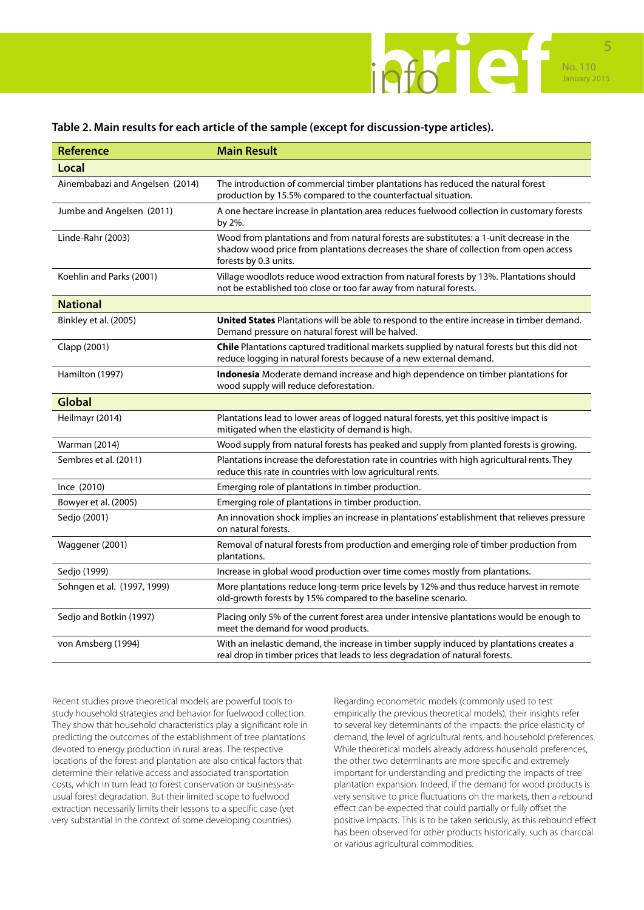**Table 2. Main results for each article of the sample (except for discussion-type articles).**

| Reference | Main Result |
|---|---|
| **Local** | |
| Ainembabazi and Angelsen (2014) | The introduction of commercial timber plantations has reduced the natural forest production by 15.5% compared to the counterfactual situation. |
| Jumbe and Angelsen (2011) | A one hectare increase in plantation area reduces fuelwood collection in customary forests by 2%. |
| Linde-Rahr (2003) | Wood from plantations and from natural forests are substitutes: a 1-unit decrease in the shadow wood price from plantations decreases the share of collection from open access forests by 0.3 units. |
| Koehlin and Parks (2001) | Village woodlots reduce wood extraction from natural forests by 13%. Plantations should not be established too close or too far away from natural forests. |
| **National** | |
| Binkley et al. (2005) | **United States** Plantations will be able to respond to the entire increase in timber demand. Demand pressure on natural forest will be halved. |
| Clapp (2001) | **Chile** Plantations captured traditional markets supplied by natural forests but this did not reduce logging in natural forests because of a new external demand. |
| Hamilton (1997) | **Indonesia** Moderate demand increase and high dependence on timber plantations for wood supply will reduce deforestation. |
| **Global** | |
| Heilmayr (2014) | Plantations lead to lower areas of logged natural forests, yet this positive impact is mitigated when the elasticity of demand is high. |
| Warman (2014) | Wood supply from natural forests has peaked and supply from planted forests is growing. |
| Sembres et al. (2011) | Plantations increase the deforestation rate in countries with high agricultural rents. They reduce this rate in countries with low agricultural rents. |
| Ince (2010) | Emerging role of plantations in timber production. |
| Bowyer et al. (2005) | Emerging role of plantations in timber production. |
| Sedjo (2001) | An innovation shock implies an increase in plantations' establishment that relieves pressure on natural forests. |
| Waggener (2001) | Removal of natural forests from production and emerging role of timber production from plantations. |
| Sedjo (1999) | Increase in global wood production over time comes mostly from plantations. |
| Sohngen et al. (1997, 1999) | More plantations reduce long-term price levels by 12% and thus reduce harvest in remote old-growth forests by 15% compared to the baseline scenario. |
| Sedjo and Botkin (1997) | Placing only 5% of the current forest area under intensive plantations would be enough to meet the demand for wood products. |
| von Amsberg (1994) | With an inelastic demand, the increase in timber supply induced by plantations creates a real drop in timber prices that leads to less degradation of natural forests. |

Recent studies prove theoretical models are powerful tools to study household strategies and behavior for fuelwood collection. They show that household characteristics play a significant role in predicting the outcomes of the establishment of tree plantations devoted to energy production in rural areas. The respective locations of the forest and plantation are also critical factors that determine their relative access and associated transportation costs, which in turn lead to forest conservation or business-as-usual forest degradation. But their limited scope to fuelwood extraction necessarily limits their lessons to a specific case (yet very substantial in the context of some developing countries).

Regarding econometric models (commonly used to test empirically the previous theoretical models), their insights refer to several key determinants of the impacts: the price elasticity of demand, the level of agricultural rents, and household preferences. While theoretical models already address household preferences, the other two determinants are more specific and extremely important for understanding and predicting the impacts of tree plantation expansion. Indeed, if the demand for wood products is very sensitive to price fluctuations on the markets, then a rebound effect can be expected that could partially or fully offset the positive impacts. This is to be taken seriously, as this rebound effect has been observed for other products historically, such as charcoal or various agricultural commodities.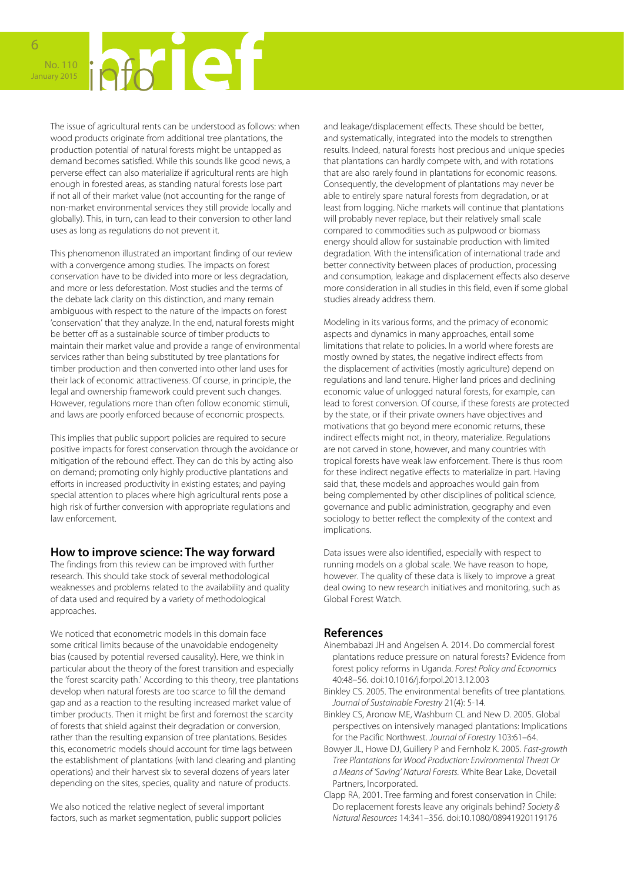The issue of agricultural rents can be understood as follows: when wood products originate from additional tree plantations, the production potential of natural forests might be untapped as demand becomes satisfied. While this sounds like good news, a perverse effect can also materialize if agricultural rents are high enough in forested areas, as standing natural forests lose part if not all of their market value (not accounting for the range of non-market environmental services they still provide locally and globally). This, in turn, can lead to their conversion to other land uses as long as regulations do not prevent it.

This phenomenon illustrated an important finding of our review with a convergence among studies. The impacts on forest conservation have to be divided into more or less degradation, and more or less deforestation. Most studies and the terms of the debate lack clarity on this distinction, and many remain ambiguous with respect to the nature of the impacts on forest 'conservation' that they analyze. In the end, natural forests might be better off as a sustainable source of timber products to maintain their market value and provide a range of environmental services rather than being substituted by tree plantations for timber production and then converted into other land uses for their lack of economic attractiveness. Of course, in principle, the legal and ownership framework could prevent such changes. However, regulations more than often follow economic stimuli, and laws are poorly enforced because of economic prospects.

This implies that public support policies are required to secure positive impacts for forest conservation through the avoidance or mitigation of the rebound effect. They can do this by acting also on demand; promoting only highly productive plantations and efforts in increased productivity in existing estates; and paying special attention to places where high agricultural rents pose a high risk of further conversion with appropriate regulations and law enforcement.

## How to improve science: The way forward

The findings from this review can be improved with further research. This should take stock of several methodological weaknesses and problems related to the availability and quality of data used and required by a variety of methodological approaches.

We noticed that econometric models in this domain face some critical limits because of the unavoidable endogeneity bias (caused by potential reversed causality). Here, we think in particular about the theory of the forest transition and especially the 'forest scarcity path.' According to this theory, tree plantations develop when natural forests are too scarce to fill the demand gap and as a reaction to the resulting increased market value of timber products. Then it might be first and foremost the scarcity of forests that shield against their degradation or conversion, rather than the resulting expansion of tree plantations. Besides this, econometric models should account for time lags between the establishment of plantations (with land clearing and planting operations) and their harvest six to several dozens of years later depending on the sites, species, quality and nature of products.

We also noticed the relative neglect of several important factors, such as market segmentation, public support policies and leakage/displacement effects. These should be better, and systematically, integrated into the models to strengthen results. Indeed, natural forests host precious and unique species that plantations can hardly compete with, and with rotations that are also rarely found in plantations for economic reasons. Consequently, the development of plantations may never be able to entirely spare natural forests from degradation, or at least from logging. Niche markets will continue that plantations will probably never replace, but their relatively small scale compared to commodities such as pulpwood or biomass energy should allow for sustainable production with limited degradation. With the intensification of international trade and better connectivity between places of production, processing and consumption, leakage and displacement effects also deserve more consideration in all studies in this field, even if some global studies already address them.

Modeling in its various forms, and the primacy of economic aspects and dynamics in many approaches, entail some limitations that relate to policies. In a world where forests are mostly owned by states, the negative indirect effects from the displacement of activities (mostly agriculture) depend on regulations and land tenure. Higher land prices and declining economic value of unlogged natural forests, for example, can lead to forest conversion. Of course, if these forests are protected by the state, or if their private owners have objectives and motivations that go beyond mere economic returns, these indirect effects might not, in theory, materialize. Regulations are not carved in stone, however, and many countries with tropical forests have weak law enforcement. There is thus room for these indirect negative effects to materialize in part. Having said that, these models and approaches would gain from being complemented by other disciplines of political science, governance and public administration, geography and even sociology to better reflect the complexity of the context and implications.

Data issues were also identified, especially with respect to running models on a global scale. We have reason to hope, however. The quality of these data is likely to improve a great deal owing to new research initiatives and monitoring, such as Global Forest Watch.

## References

Ainembabazi JH and Angelsen A. 2014. Do commercial forest plantations reduce pressure on natural forests? Evidence from forest policy reforms in Uganda. *Forest Policy and Economics* 40:48–56. doi:10.1016/j.forpol.2013.12.003

Binkley CS. 2005. The environmental benefits of tree plantations. *Journal of Sustainable Forestry* 21(4): 5-14.

Binkley CS, Aronow ME, Washburn CL and New D. 2005. Global perspectives on intensively managed plantations: Implications for the Pacific Northwest. *Journal of Forestry* 103:61–64.

Bowyer JL, Howe DJ, Guillery P and Fernholz K. 2005. *Fast-growth Tree Plantations for Wood Production: Environmental Threat Or a Means of 'Saving' Natural Forests.* White Bear Lake, Dovetail Partners, Incorporated.

Clapp RA, 2001. Tree farming and forest conservation in Chile: Do replacement forests leave any originals behind? *Society & Natural Resources* 14:341–356. doi:10.1080/08941920119176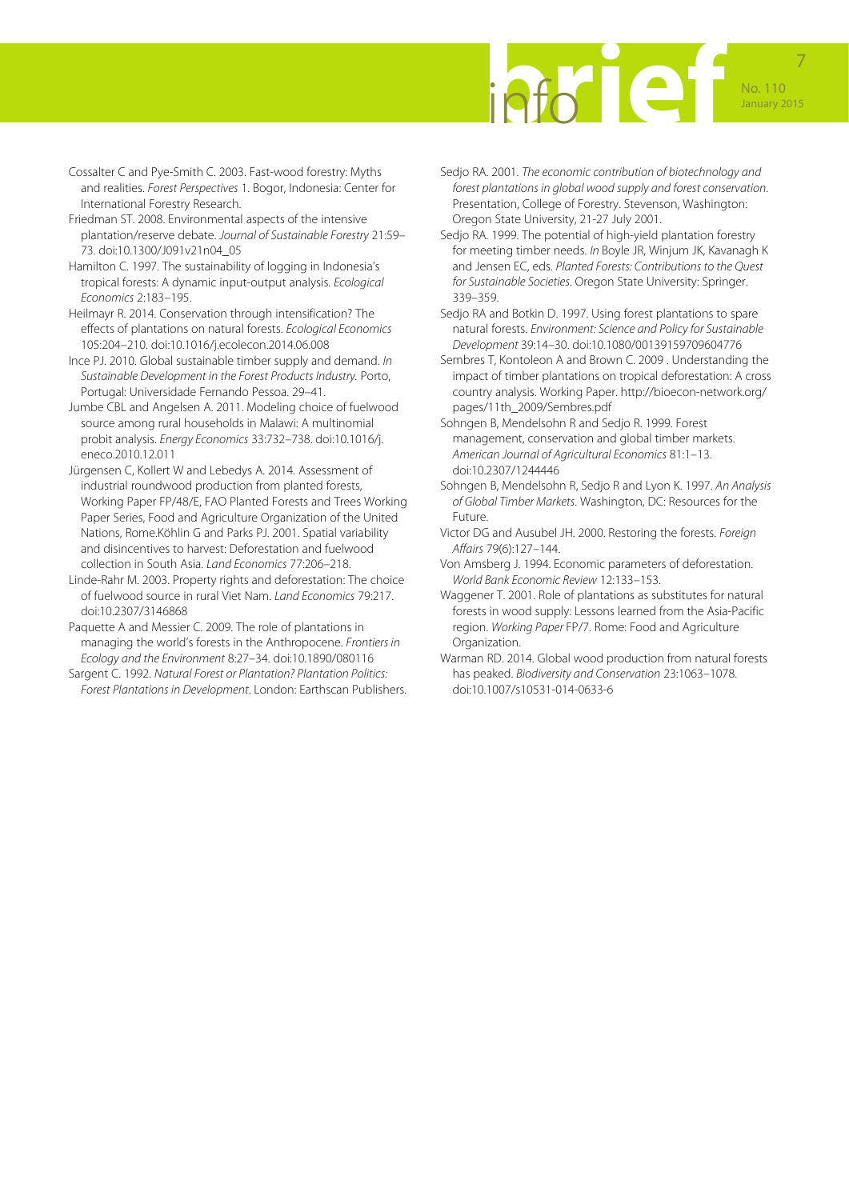Cossalter C and Pye-Smith C. 2003. Fast-wood forestry: Myths and realities. *Forest Perspectives* 1. Bogor, Indonesia: Center for International Forestry Research.

Friedman ST. 2008. Environmental aspects of the intensive plantation/reserve debate. *Journal of Sustainable Forestry* 21:59–73. doi:10.1300/J091v21n04_05

Hamilton C. 1997. The sustainability of logging in Indonesia's tropical forests: A dynamic input-output analysis. *Ecological Economics* 2:183–195.

Heilmayr R. 2014. Conservation through intensification? The effects of plantations on natural forests. *Ecological Economics* 105:204–210. doi:10.1016/j.ecolecon.2014.06.008

Ince PJ. 2010. Global sustainable timber supply and demand. *In Sustainable Development in the Forest Products Industry*. Porto, Portugal: Universidade Fernando Pessoa. 29–41.

Jumbe CBL and Angelsen A. 2011. Modeling choice of fuelwood source among rural households in Malawi: A multinomial probit analysis. *Energy Economics* 33:732–738. doi:10.1016/j.eneco.2010.12.011

Jürgensen C, Kollert W and Lebedys A. 2014. Assessment of industrial roundwood production from planted forests, Working Paper FP/48/E, FAO Planted Forests and Trees Working Paper Series, Food and Agriculture Organization of the United Nations, Rome.Köhlin G and Parks PJ. 2001. Spatial variability and disincentives to harvest: Deforestation and fuelwood collection in South Asia. *Land Economics* 77:206–218.

Linde-Rahr M. 2003. Property rights and deforestation: The choice of fuelwood source in rural Viet Nam. *Land Economics* 79:217. doi:10.2307/3146868

Paquette A and Messier C. 2009. The role of plantations in managing the world's forests in the Anthropocene. *Frontiers in Ecology and the Environment* 8:27–34. doi:10.1890/080116

Sargent C. 1992. *Natural Forest or Plantation? Plantation Politics: Forest Plantations in Development*. London: Earthscan Publishers.

Sedjo RA. 2001. *The economic contribution of biotechnology and forest plantations in global wood supply and forest conservation*. Presentation, College of Forestry. Stevenson, Washington: Oregon State University, 21-27 July 2001.

Sedjo RA. 1999. The potential of high-yield plantation forestry for meeting timber needs. *In* Boyle JR, Winjum JK, Kavanagh K and Jensen EC, eds. *Planted Forests: Contributions to the Quest for Sustainable Societies*. Oregon State University: Springer. 339–359.

Sedjo RA and Botkin D. 1997. Using forest plantations to spare natural forests. *Environment: Science and Policy for Sustainable Development* 39:14–30. doi:10.1080/00139159709604776

Sembres T, Kontoleon A and Brown C. 2009 . Understanding the impact of timber plantations on tropical deforestation: A cross country analysis. Working Paper. http://bioecon-network.org/pages/11th_2009/Sembres.pdf

Sohngen B, Mendelsohn R and Sedjo R. 1999. Forest management, conservation and global timber markets. *American Journal of Agricultural Economics* 81:1–13. doi:10.2307/1244446

Sohngen B, Mendelsohn R, Sedjo R and Lyon K. 1997. *An Analysis of Global Timber Markets*. Washington, DC: Resources for the Future.

Victor DG and Ausubel JH. 2000. Restoring the forests. *Foreign Affairs* 79(6):127–144.

Von Amsberg J. 1994. Economic parameters of deforestation. *World Bank Economic Review* 12:133–153.

Waggener T. 2001. Role of plantations as substitutes for natural forests in wood supply: Lessons learned from the Asia-Pacific region. *Working Paper* FP/7. Rome: Food and Agriculture Organization.

Warman RD. 2014. Global wood production from natural forests has peaked. *Biodiversity and Conservation* 23:1063–1078. doi:10.1007/s10531-014-0633-6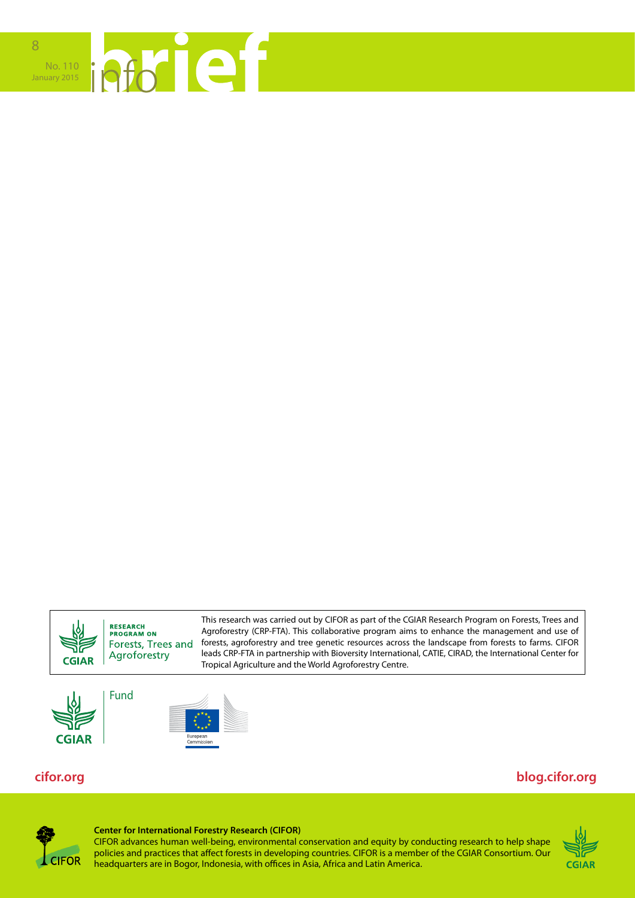RESEARCH PROGRAM ON Forests, Trees and Agroforestry

This research was carried out by CIFOR as part of the CGIAR Research Program on Forests, Trees and Agroforestry (CRP-FTA). This collaborative program aims to enhance the management and use of forests, agroforestry and tree genetic resources across the landscape from forests to farms. CIFOR leads CRP-FTA in partnership with Bioversity International, CATIE, CIRAD, the International Center for Tropical Agriculture and the World Agroforestry Centre.

CGIAR Fund

European Commission

**cifor.org**

**blog.cifor.org**

**Center for International Forestry Research (CIFOR)**

CIFOR advances human well-being, environmental conservation and equity by conducting research to help shape policies and practices that affect forests in developing countries. CIFOR is a member of the CGIAR Consortium. Our headquarters are in Bogor, Indonesia, with offices in Asia, Africa and Latin America.